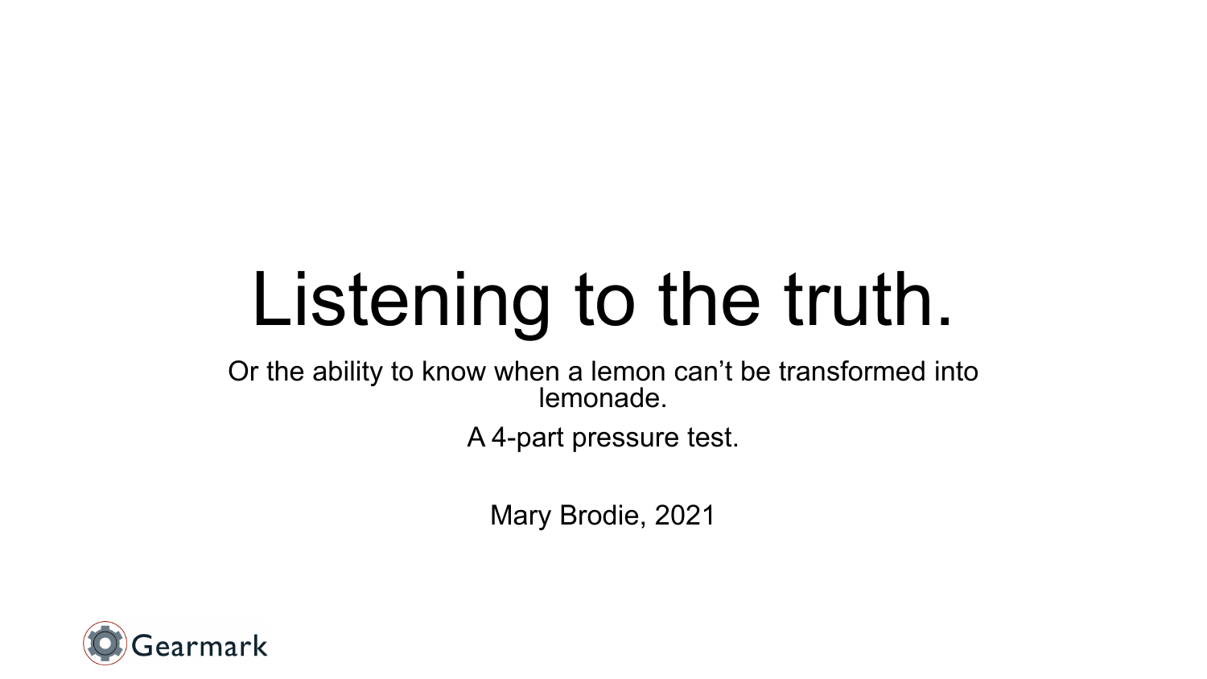# Listening to the truth.

Or the ability to know when a lemon can't be transformed into lemonade.

A 4-part pressure test.

Mary Brodie, 2021

Gearmark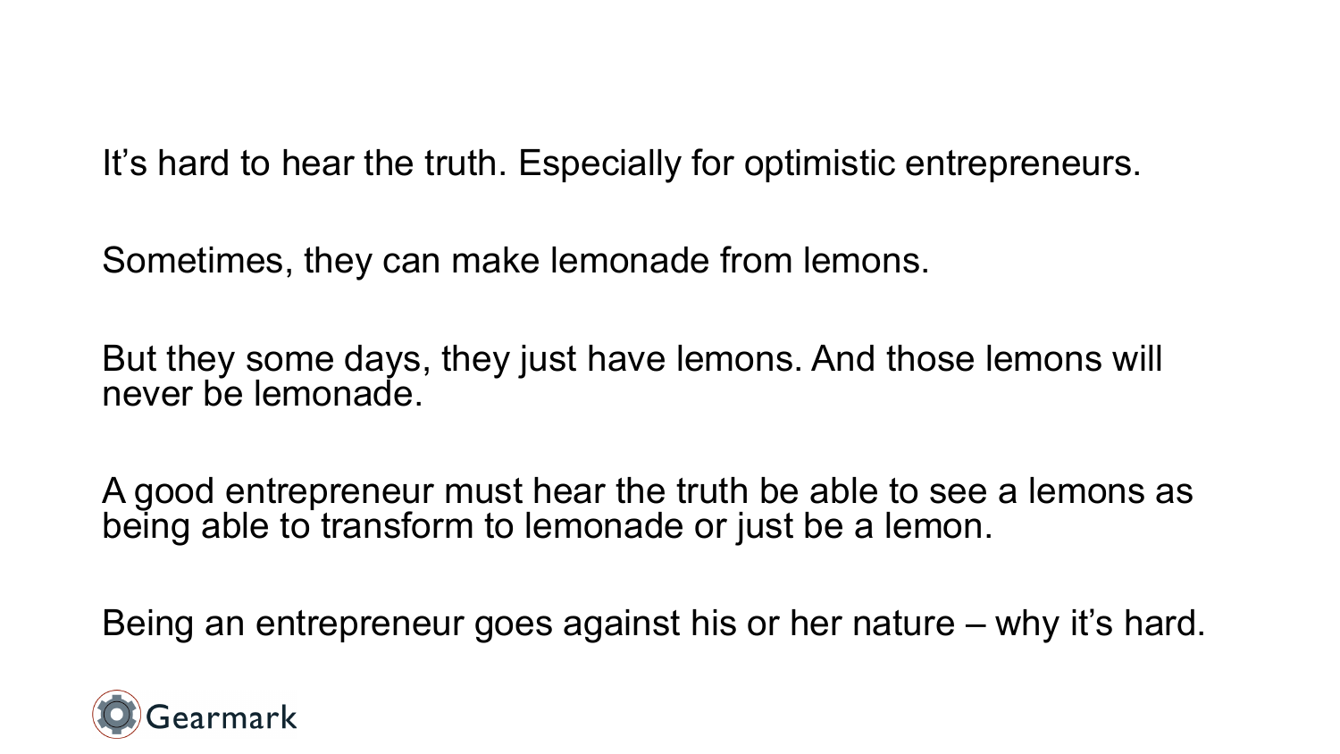It’s hard to hear the truth. Especially for optimistic entrepreneurs.

Sometimes, they can make lemonade from lemons.

But they some days, they just have lemons. And those lemons will never be lemonade.

A good entrepreneur must hear the truth be able to see a lemons as being able to transform to lemonade or just be a lemon.

Being an entrepreneur goes against his or her nature – why it’s hard.

Gearmark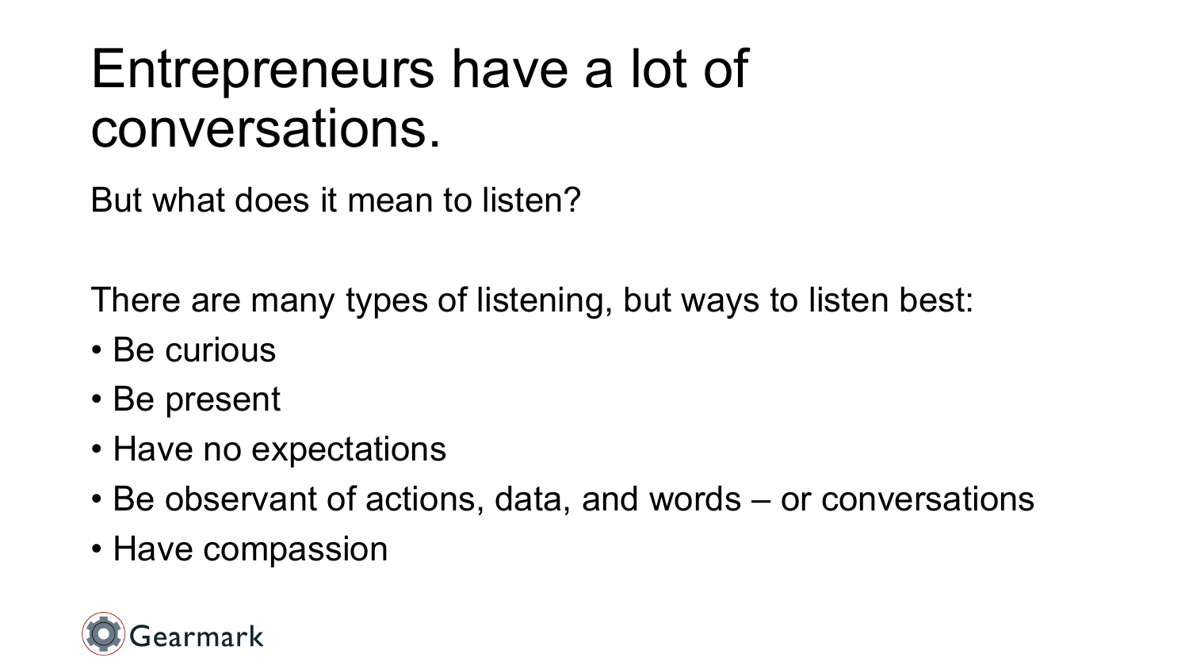# Entrepreneurs have a lot of conversations.

But what does it mean to listen?

There are many types of listening, but ways to listen best:

- Be curious
- Be present
- Have no expectations
- Be observant of actions, data, and words – or conversations
- Have compassion

Gearmark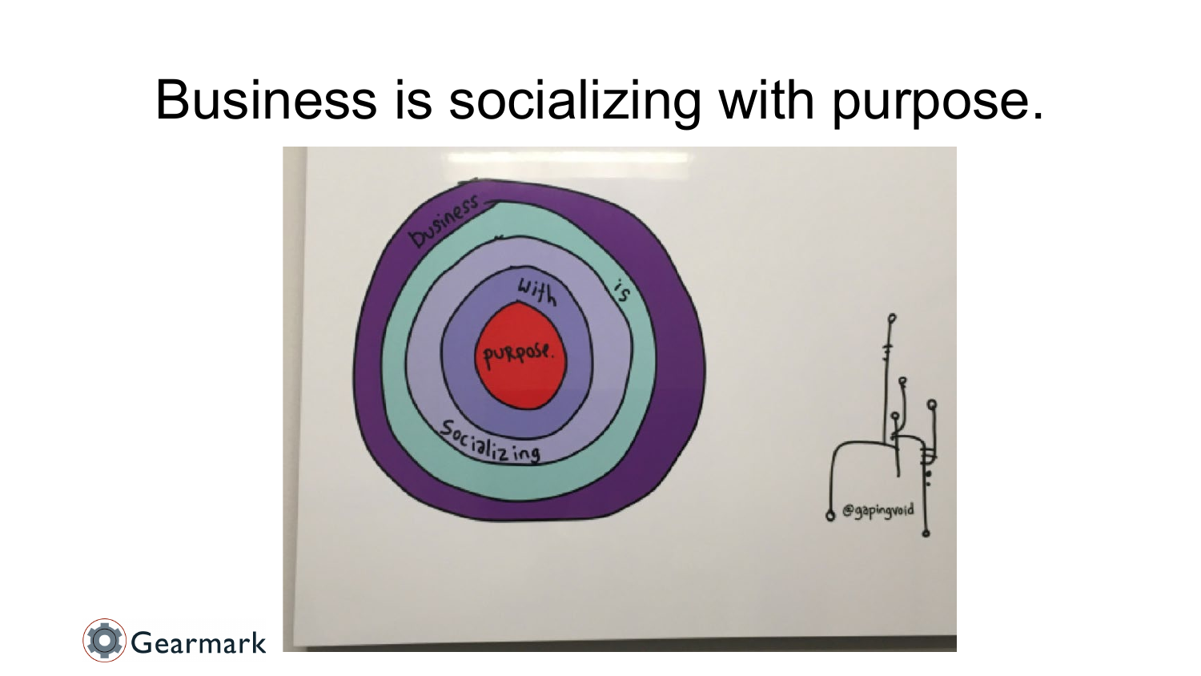# Business is socializing with purpose.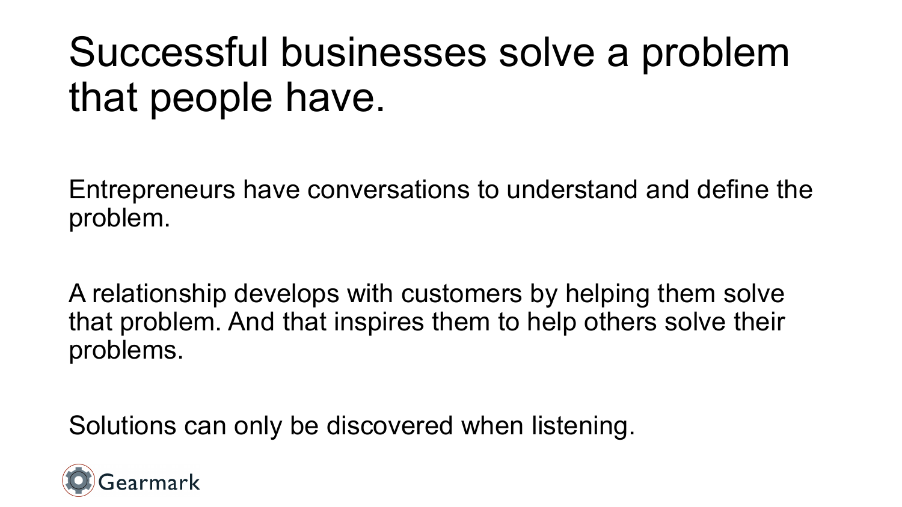# Successful businesses solve a problem that people have.

Entrepreneurs have conversations to understand and define the problem.

A relationship develops with customers by helping them solve that problem. And that inspires them to help others solve their problems.

Solutions can only be discovered when listening.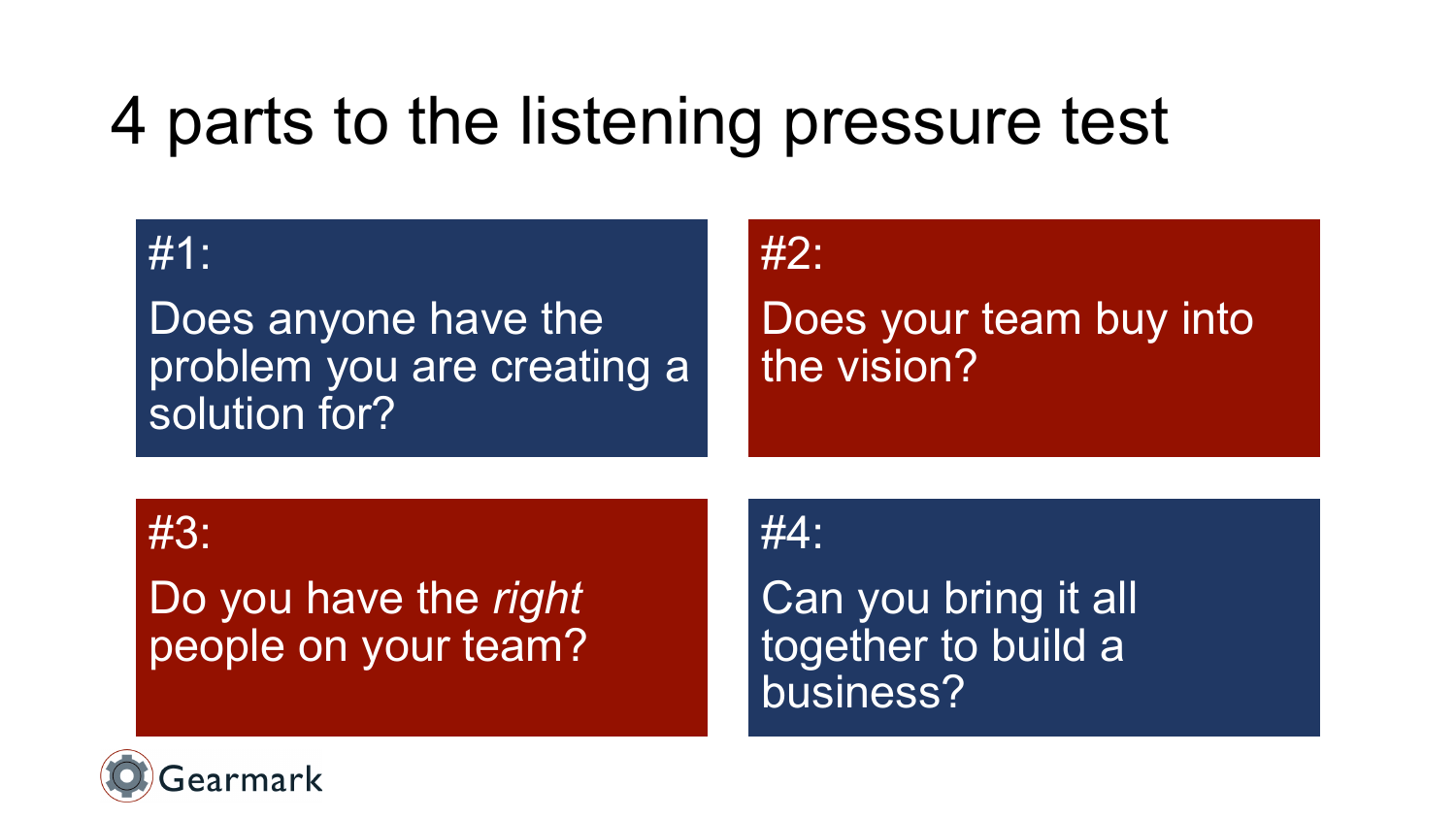# 4 parts to the listening pressure test

**#1:**

Does anyone have the problem you are creating a solution for?

**#2:**

Does your team buy into the vision?

**#3:**

Do you have the *right* people on your team?

**#4:**

Can you bring it all together to build a business?

Gearmark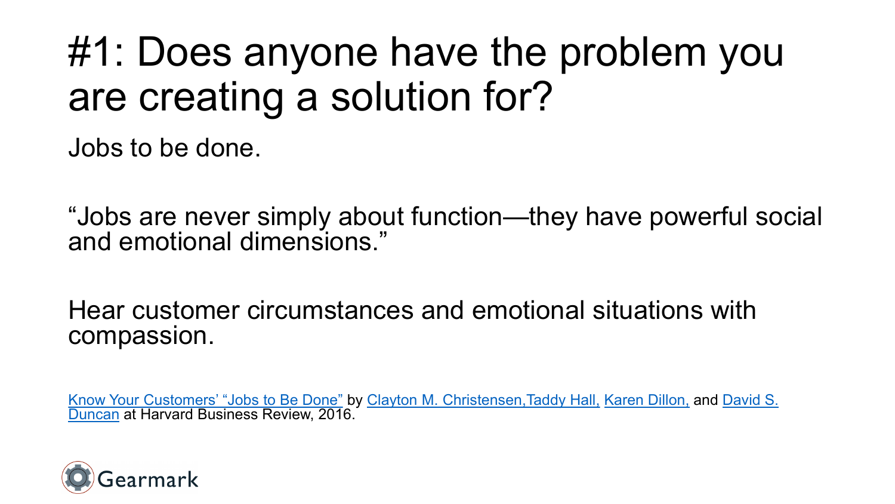# #1: Does anyone have the problem you are creating a solution for?

Jobs to be done.

"Jobs are never simply about function—they have powerful social and emotional dimensions."

Hear customer circumstances and emotional situations with compassion.

Know Your Customers' "Jobs to Be Done" by Clayton M. Christensen, Taddy Hall, Karen Dillon, and David S. Duncan at Harvard Business Review, 2016.

Gearmark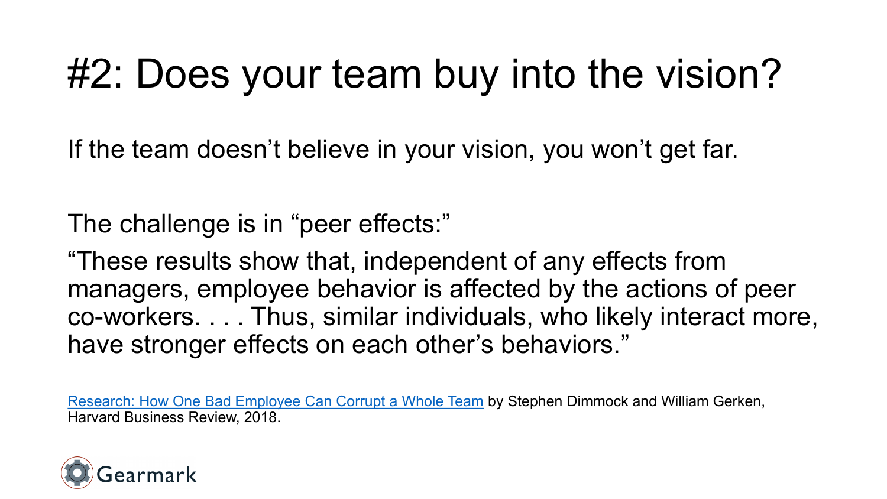# #2: Does your team buy into the vision?

If the team doesn't believe in your vision, you won't get far.

The challenge is in "peer effects:"

"These results show that, independent of any effects from managers, employee behavior is affected by the actions of peer co-workers. . . . Thus, similar individuals, who likely interact more, have stronger effects on each other's behaviors."

Research: How One Bad Employee Can Corrupt a Whole Team by Stephen Dimmock and William Gerken, Harvard Business Review, 2018.

Gearmark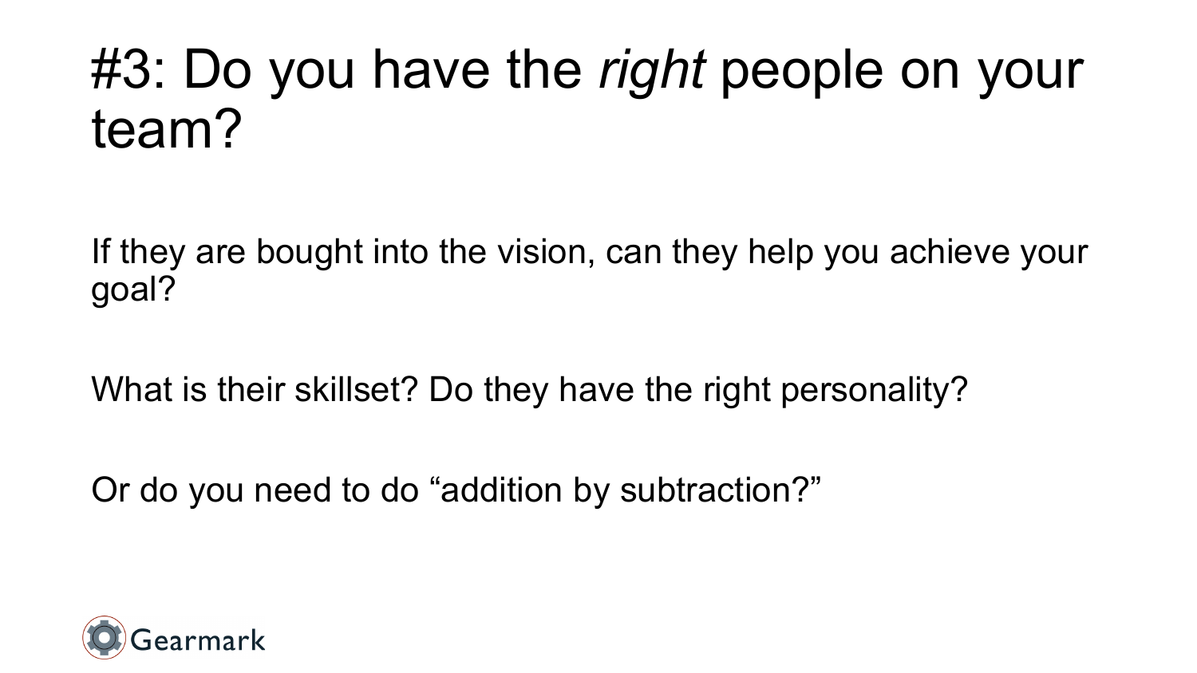# #3: Do you have the *right* people on your team?

If they are bought into the vision, can they help you achieve your goal?

What is their skillset? Do they have the right personality?

Or do you need to do “addition by subtraction?”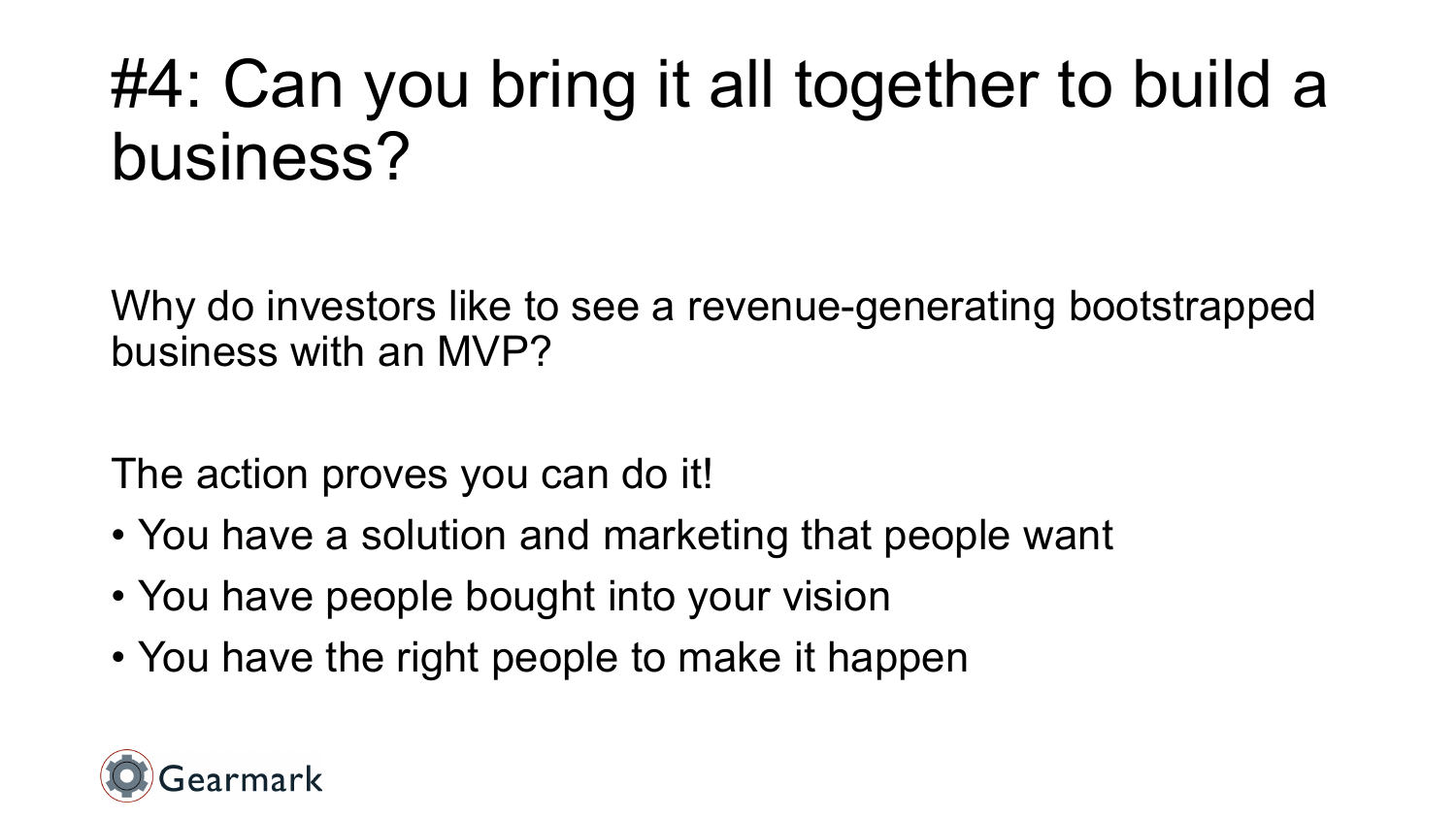# #4: Can you bring it all together to build a business?

Why do investors like to see a revenue-generating bootstrapped business with an MVP?

The action proves you can do it!

- You have a solution and marketing that people want
- You have people bought into your vision
- You have the right people to make it happen

Gearmark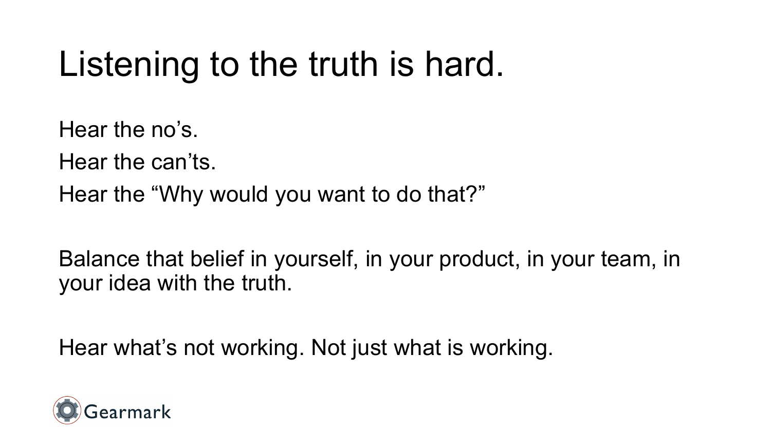# Listening to the truth is hard.

Hear the no’s.

Hear the can’ts.

Hear the “Why would you want to do that?”

Balance that belief in yourself, in your product, in your team, in your idea with the truth.

Hear what’s not working. Not just what is working.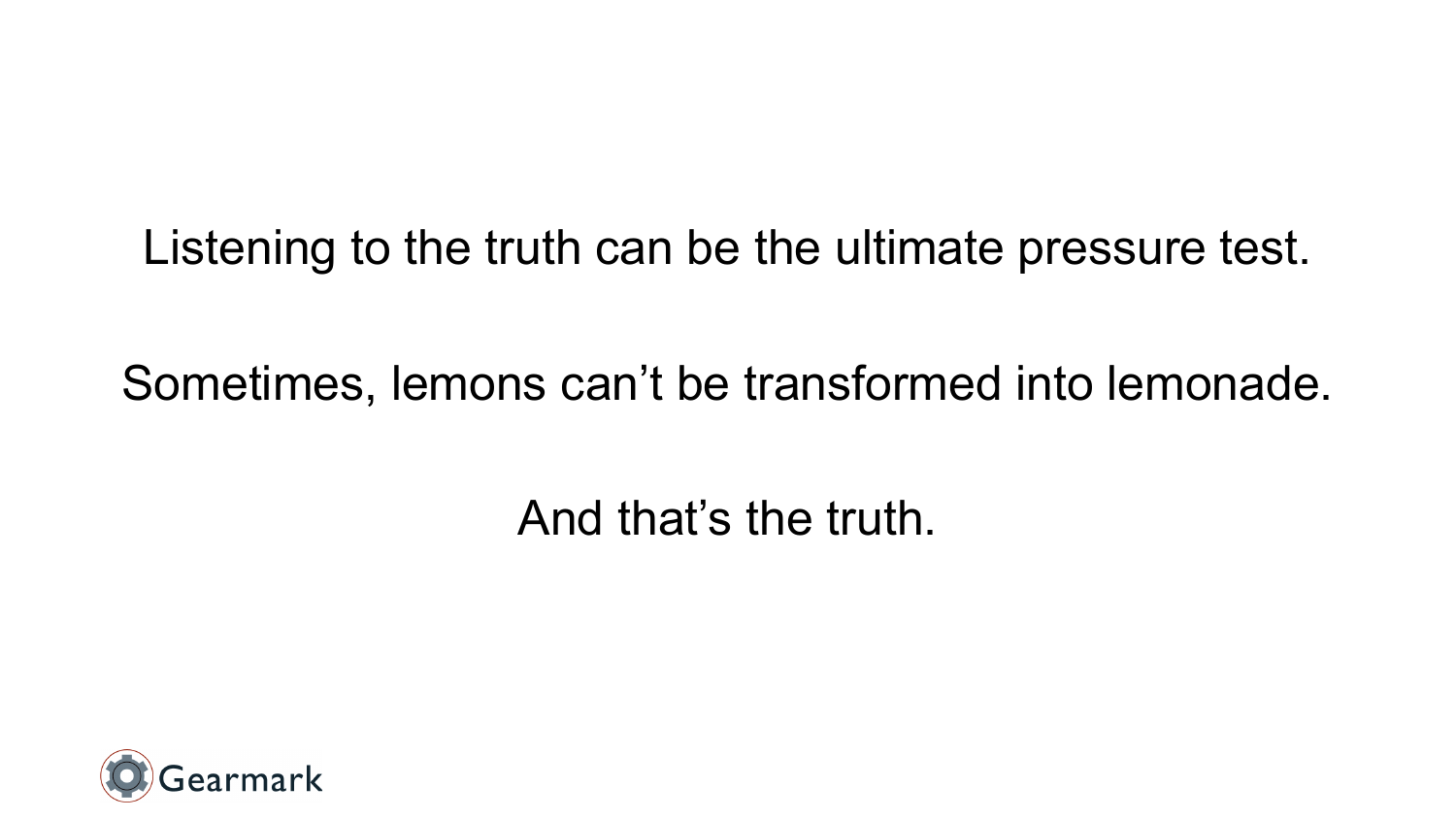Listening to the truth can be the ultimate pressure test.

Sometimes, lemons can't be transformed into lemonade.

And that's the truth.

Gearmark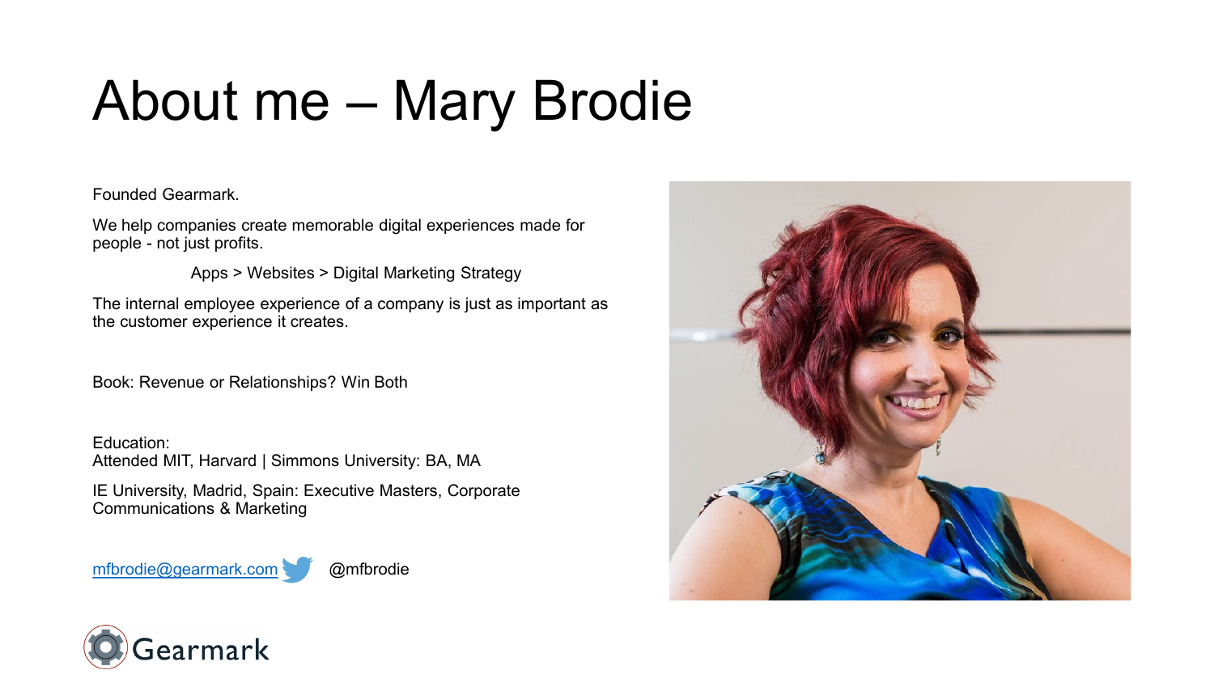# About me – Mary Brodie

Founded Gearmark.

We help companies create memorable digital experiences made for people - not just profits.

Apps > Websites > Digital Marketing Strategy

The internal employee experience of a company is just as important as the customer experience it creates.

Book: Revenue or Relationships? Win Both

Education:
Attended MIT, Harvard | Simmons University: BA, MA

IE University, Madrid, Spain: Executive Masters, Corporate Communications & Marketing

mfbrodie@gearmark.com @mfbrodie

Gearmark